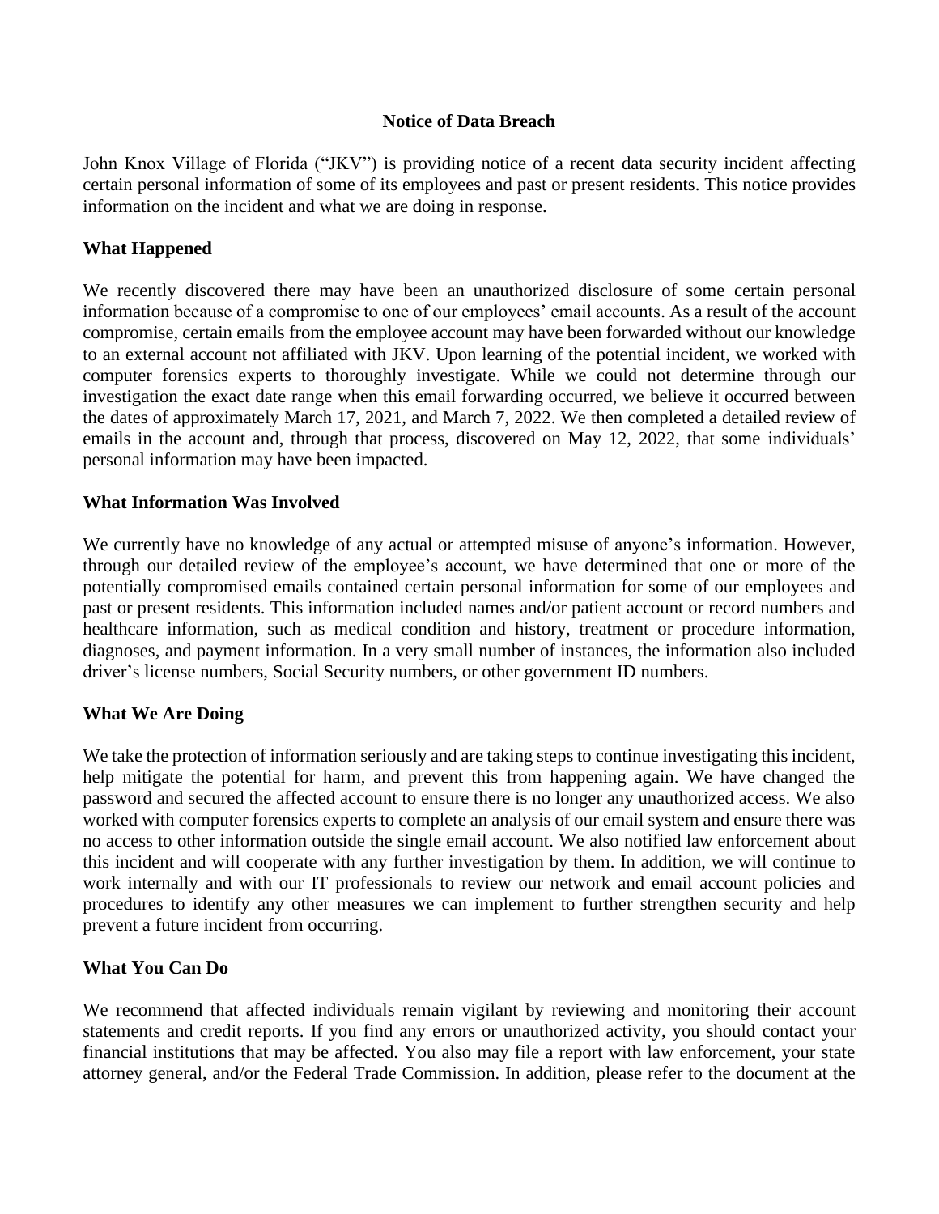# Notice of Data Breach

John Knox Village of Florida ("JKV") is providing notice of a recent data security incident affecting certain personal information of some of its employees and past or present residents. This notice provides information on the incident and what we are doing in response.

## What Happened

We recently discovered there may have been an unauthorized disclosure of some certain personal information because of a compromise to one of our employees' email accounts. As a result of the account compromise, certain emails from the employee account may have been forwarded without our knowledge to an external account not affiliated with JKV. Upon learning of the potential incident, we worked with computer forensics experts to thoroughly investigate. While we could not determine through our investigation the exact date range when this email forwarding occurred, we believe it occurred between the dates of approximately March 17, 2021, and March 7, 2022. We then completed a detailed review of emails in the account and, through that process, discovered on May 12, 2022, that some individuals' personal information may have been impacted.

## What Information Was Involved

We currently have no knowledge of any actual or attempted misuse of anyone's information. However, through our detailed review of the employee's account, we have determined that one or more of the potentially compromised emails contained certain personal information for some of our employees and past or present residents. This information included names and/or patient account or record numbers and healthcare information, such as medical condition and history, treatment or procedure information, diagnoses, and payment information. In a very small number of instances, the information also included driver's license numbers, Social Security numbers, or other government ID numbers.

## What We Are Doing

We take the protection of information seriously and are taking steps to continue investigating this incident, help mitigate the potential for harm, and prevent this from happening again. We have changed the password and secured the affected account to ensure there is no longer any unauthorized access. We also worked with computer forensics experts to complete an analysis of our email system and ensure there was no access to other information outside the single email account. We also notified law enforcement about this incident and will cooperate with any further investigation by them. In addition, we will continue to work internally and with our IT professionals to review our network and email account policies and procedures to identify any other measures we can implement to further strengthen security and help prevent a future incident from occurring.

## What You Can Do

We recommend that affected individuals remain vigilant by reviewing and monitoring their account statements and credit reports. If you find any errors or unauthorized activity, you should contact your financial institutions that may be affected. You also may file a report with law enforcement, your state attorney general, and/or the Federal Trade Commission. In addition, please refer to the document at the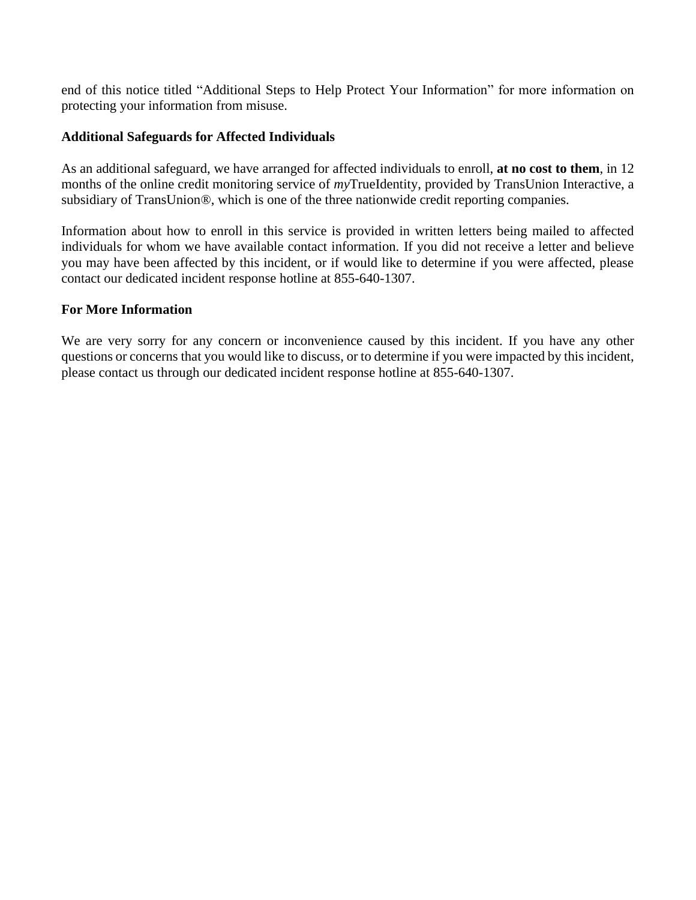end of this notice titled "Additional Steps to Help Protect Your Information" for more information on protecting your information from misuse.

**Additional Safeguards for Affected Individuals**

As an additional safeguard, we have arranged for affected individuals to enroll, **at no cost to them**, in 12 months of the online credit monitoring service of *my*TrueIdentity, provided by TransUnion Interactive, a subsidiary of TransUnion®, which is one of the three nationwide credit reporting companies.

Information about how to enroll in this service is provided in written letters being mailed to affected individuals for whom we have available contact information. If you did not receive a letter and believe you may have been affected by this incident, or if would like to determine if you were affected, please contact our dedicated incident response hotline at 855-640-1307.

**For More Information**

We are very sorry for any concern or inconvenience caused by this incident. If you have any other questions or concerns that you would like to discuss, or to determine if you were impacted by this incident, please contact us through our dedicated incident response hotline at 855-640-1307.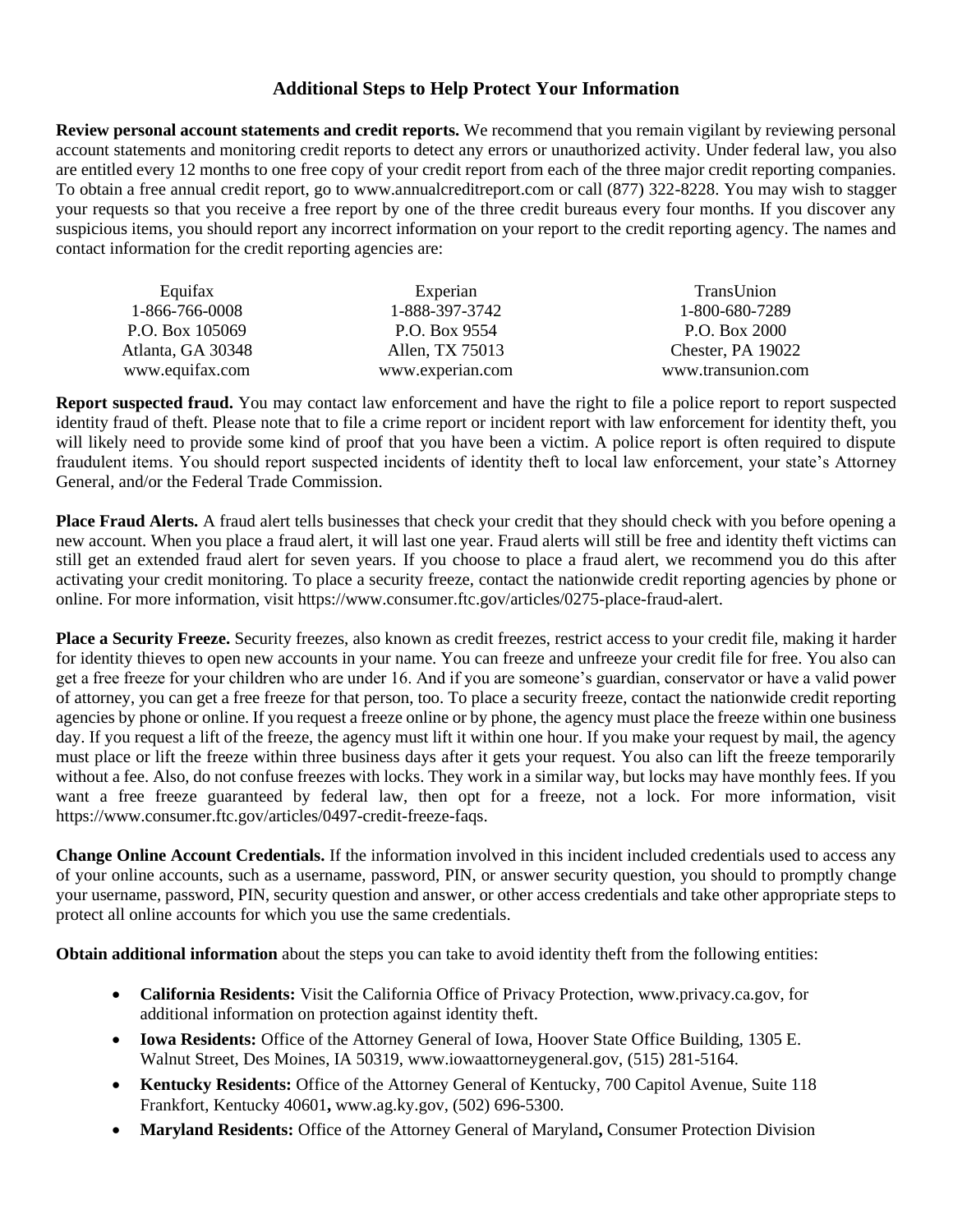## Additional Steps to Help Protect Your Information

**Review personal account statements and credit reports.** We recommend that you remain vigilant by reviewing personal account statements and monitoring credit reports to detect any errors or unauthorized activity. Under federal law, you also are entitled every 12 months to one free copy of your credit report from each of the three major credit reporting companies. To obtain a free annual credit report, go to www.annualcreditreport.com or call (877) 322-8228. You may wish to stagger your requests so that you receive a free report by one of the three credit bureaus every four months. If you discover any suspicious items, you should report any incorrect information on your report to the credit reporting agency. The names and contact information for the credit reporting agencies are:

| Equifax | Experian | TransUnion |
|---|---|---|
| 1-866-766-0008 | 1-888-397-3742 | 1-800-680-7289 |
| P.O. Box 105069 | P.O. Box 9554 | P.O. Box 2000 |
| Atlanta, GA 30348 | Allen, TX 75013 | Chester, PA 19022 |
| www.equifax.com | www.experian.com | www.transunion.com |

**Report suspected fraud.** You may contact law enforcement and have the right to file a police report to report suspected identity fraud of theft. Please note that to file a crime report or incident report with law enforcement for identity theft, you will likely need to provide some kind of proof that you have been a victim. A police report is often required to dispute fraudulent items. You should report suspected incidents of identity theft to local law enforcement, your state's Attorney General, and/or the Federal Trade Commission.

**Place Fraud Alerts.** A fraud alert tells businesses that check your credit that they should check with you before opening a new account. When you place a fraud alert, it will last one year. Fraud alerts will still be free and identity theft victims can still get an extended fraud alert for seven years. If you choose to place a fraud alert, we recommend you do this after activating your credit monitoring. To place a security freeze, contact the nationwide credit reporting agencies by phone or online. For more information, visit https://www.consumer.ftc.gov/articles/0275-place-fraud-alert.

**Place a Security Freeze.** Security freezes, also known as credit freezes, restrict access to your credit file, making it harder for identity thieves to open new accounts in your name. You can freeze and unfreeze your credit file for free. You also can get a free freeze for your children who are under 16. And if you are someone's guardian, conservator or have a valid power of attorney, you can get a free freeze for that person, too. To place a security freeze, contact the nationwide credit reporting agencies by phone or online. If you request a freeze online or by phone, the agency must place the freeze within one business day. If you request a lift of the freeze, the agency must lift it within one hour. If you make your request by mail, the agency must place or lift the freeze within three business days after it gets your request. You also can lift the freeze temporarily without a fee. Also, do not confuse freezes with locks. They work in a similar way, but locks may have monthly fees. If you want a free freeze guaranteed by federal law, then opt for a freeze, not a lock. For more information, visit https://www.consumer.ftc.gov/articles/0497-credit-freeze-faqs.

**Change Online Account Credentials.** If the information involved in this incident included credentials used to access any of your online accounts, such as a username, password, PIN, or answer security question, you should to promptly change your username, password, PIN, security question and answer, or other access credentials and take other appropriate steps to protect all online accounts for which you use the same credentials.

**Obtain additional information** about the steps you can take to avoid identity theft from the following entities:

- **California Residents:** Visit the California Office of Privacy Protection, www.privacy.ca.gov, for additional information on protection against identity theft.
- **Iowa Residents:** Office of the Attorney General of Iowa, Hoover State Office Building, 1305 E. Walnut Street, Des Moines, IA 50319, www.iowaattorneygeneral.gov, (515) 281-5164.
- **Kentucky Residents:** Office of the Attorney General of Kentucky, 700 Capitol Avenue, Suite 118 Frankfort, Kentucky 40601**,** www.ag.ky.gov, (502) 696-5300.
- **Maryland Residents:** Office of the Attorney General of Maryland**,** Consumer Protection Division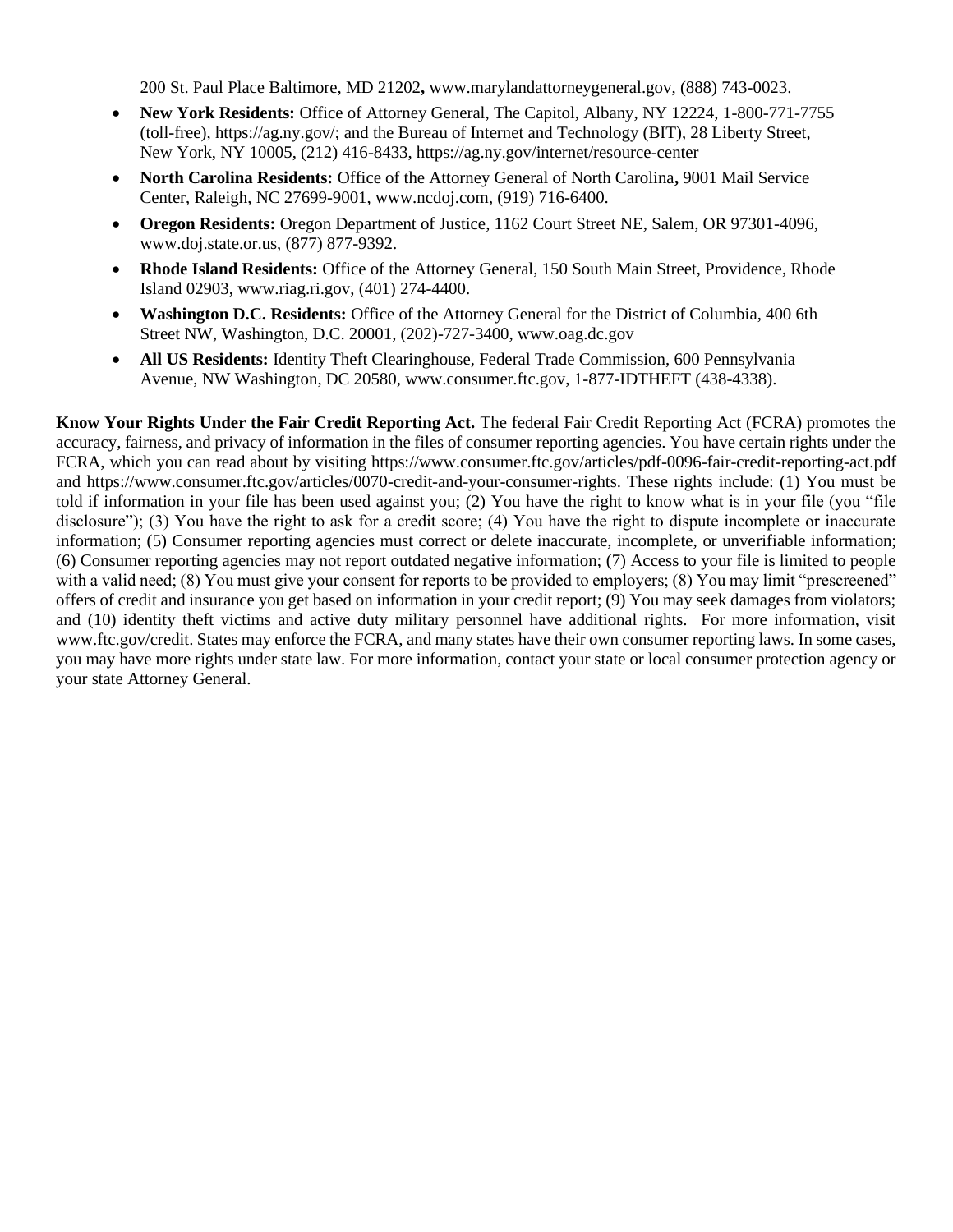200 St. Paul Place Baltimore, MD 21202**,** www.marylandattorneygeneral.gov, (888) 743-0023.

- **New York Residents:** Office of Attorney General, The Capitol, Albany, NY 12224, 1-800-771-7755 (toll-free), https://ag.ny.gov/; and the Bureau of Internet and Technology (BIT), 28 Liberty Street, New York, NY 10005, (212) 416-8433, https://ag.ny.gov/internet/resource-center
- **North Carolina Residents:** Office of the Attorney General of North Carolina**,** 9001 Mail Service Center, Raleigh, NC 27699-9001, www.ncdoj.com, (919) 716-6400.
- **Oregon Residents:** Oregon Department of Justice, 1162 Court Street NE, Salem, OR 97301-4096, www.doj.state.or.us, (877) 877-9392.
- **Rhode Island Residents:** Office of the Attorney General, 150 South Main Street, Providence, Rhode Island 02903, www.riag.ri.gov, (401) 274-4400.
- **Washington D.C. Residents:** Office of the Attorney General for the District of Columbia, 400 6th Street NW, Washington, D.C. 20001, (202)-727-3400, www.oag.dc.gov
- **All US Residents:** Identity Theft Clearinghouse, Federal Trade Commission, 600 Pennsylvania Avenue, NW Washington, DC 20580, www.consumer.ftc.gov, 1-877-IDTHEFT (438-4338).

**Know Your Rights Under the Fair Credit Reporting Act.** The federal Fair Credit Reporting Act (FCRA) promotes the accuracy, fairness, and privacy of information in the files of consumer reporting agencies. You have certain rights under the FCRA, which you can read about by visiting https://www.consumer.ftc.gov/articles/pdf-0096-fair-credit-reporting-act.pdf and https://www.consumer.ftc.gov/articles/0070-credit-and-your-consumer-rights. These rights include: (1) You must be told if information in your file has been used against you; (2) You have the right to know what is in your file (you "file disclosure"); (3) You have the right to ask for a credit score; (4) You have the right to dispute incomplete or inaccurate information; (5) Consumer reporting agencies must correct or delete inaccurate, incomplete, or unverifiable information; (6) Consumer reporting agencies may not report outdated negative information; (7) Access to your file is limited to people with a valid need; (8) You must give your consent for reports to be provided to employers; (8) You may limit "prescreened" offers of credit and insurance you get based on information in your credit report; (9) You may seek damages from violators; and (10) identity theft victims and active duty military personnel have additional rights. For more information, visit www.ftc.gov/credit. States may enforce the FCRA, and many states have their own consumer reporting laws. In some cases, you may have more rights under state law. For more information, contact your state or local consumer protection agency or your state Attorney General.